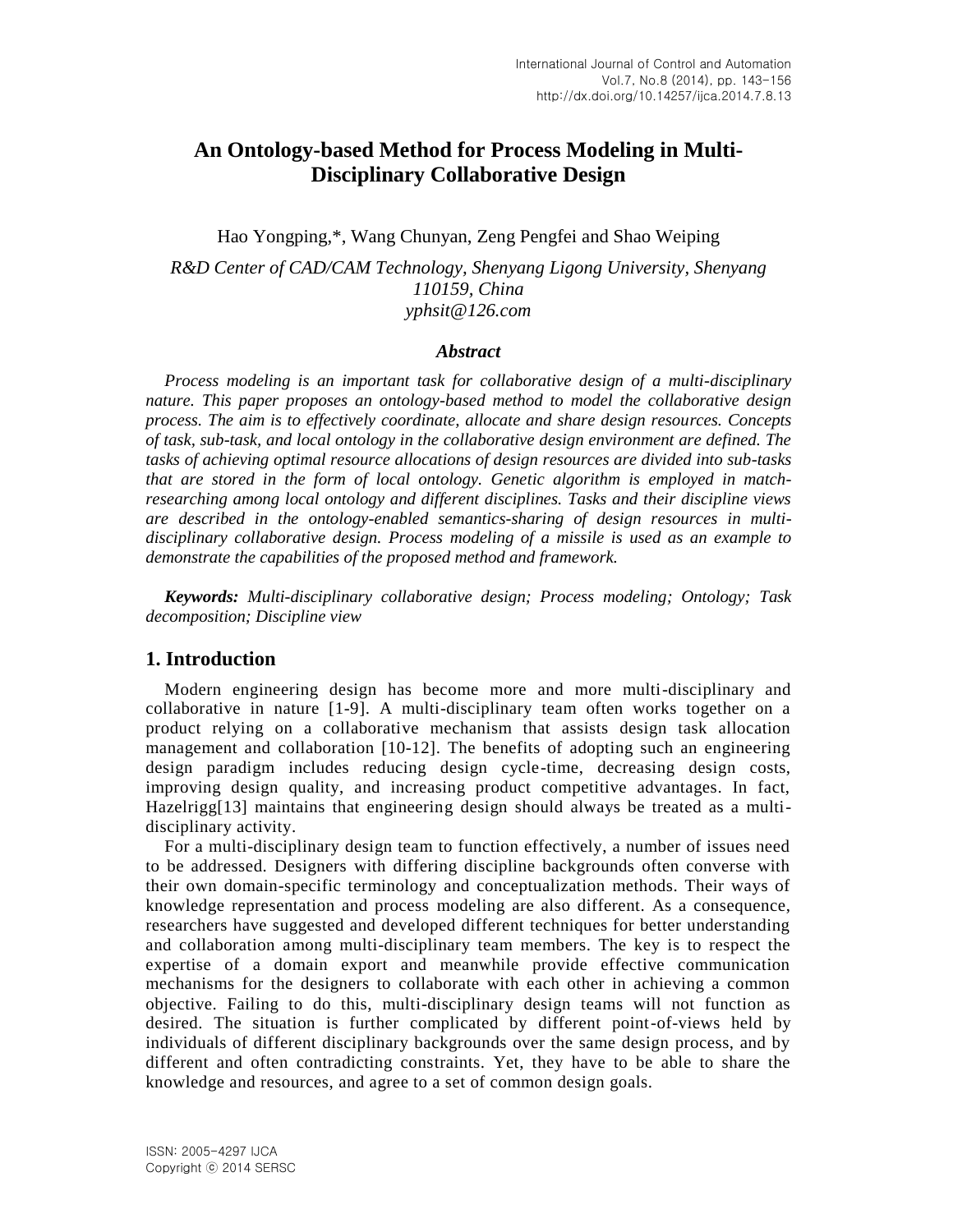# An Ontology-based Method for Process Modeling in Multi-Disciplinary Collaborative Design

Hao Yongping,*, Wang Chunyan, Zeng Pengfei and Shao Weiping

*R&D Center of CAD/CAM Technology, Shenyang Ligong University, Shenyang 110159, China*
*yphsit@126.com*

### *Abstract*

*Process modeling is an important task for collaborative design of a multi-disciplinary nature. This paper proposes an ontology-based method to model the collaborative design process. The aim is to effectively coordinate, allocate and share design resources. Concepts of task, sub-task, and local ontology in the collaborative design environment are defined. The tasks of achieving optimal resource allocations of design resources are divided into sub-tasks that are stored in the form of local ontology. Genetic algorithm is employed in match-researching among local ontology and different disciplines. Tasks and their discipline views are described in the ontology-enabled semantics-sharing of design resources in multi-disciplinary collaborative design. Process modeling of a missile is used as an example to demonstrate the capabilities of the proposed method and framework.*

***Keywords:*** *Multi-disciplinary collaborative design; Process modeling; Ontology; Task decomposition; Discipline view*

## 1. Introduction

Modern engineering design has become more and more multi-disciplinary and collaborative in nature [1-9]. A multi-disciplinary team often works together on a product relying on a collaborative mechanism that assists design task allocation management and collaboration [10-12]. The benefits of adopting such an engineering design paradigm includes reducing design cycle-time, decreasing design costs, improving design quality, and increasing product competitive advantages. In fact, Hazelrigg[13] maintains that engineering design should always be treated as a multi-disciplinary activity.

For a multi-disciplinary design team to function effectively, a number of issues need to be addressed. Designers with differing discipline backgrounds often converse with their own domain-specific terminology and conceptualization methods. Their ways of knowledge representation and process modeling are also different. As a consequence, researchers have suggested and developed different techniques for better understanding and collaboration among multi-disciplinary team members. The key is to respect the expertise of a domain export and meanwhile provide effective communication mechanisms for the designers to collaborate with each other in achieving a common objective. Failing to do this, multi-disciplinary design teams will not function as desired. The situation is further complicated by different point-of-views held by individuals of different disciplinary backgrounds over the same design process, and by different and often contradicting constraints. Yet, they have to be able to share the knowledge and resources, and agree to a set of common design goals.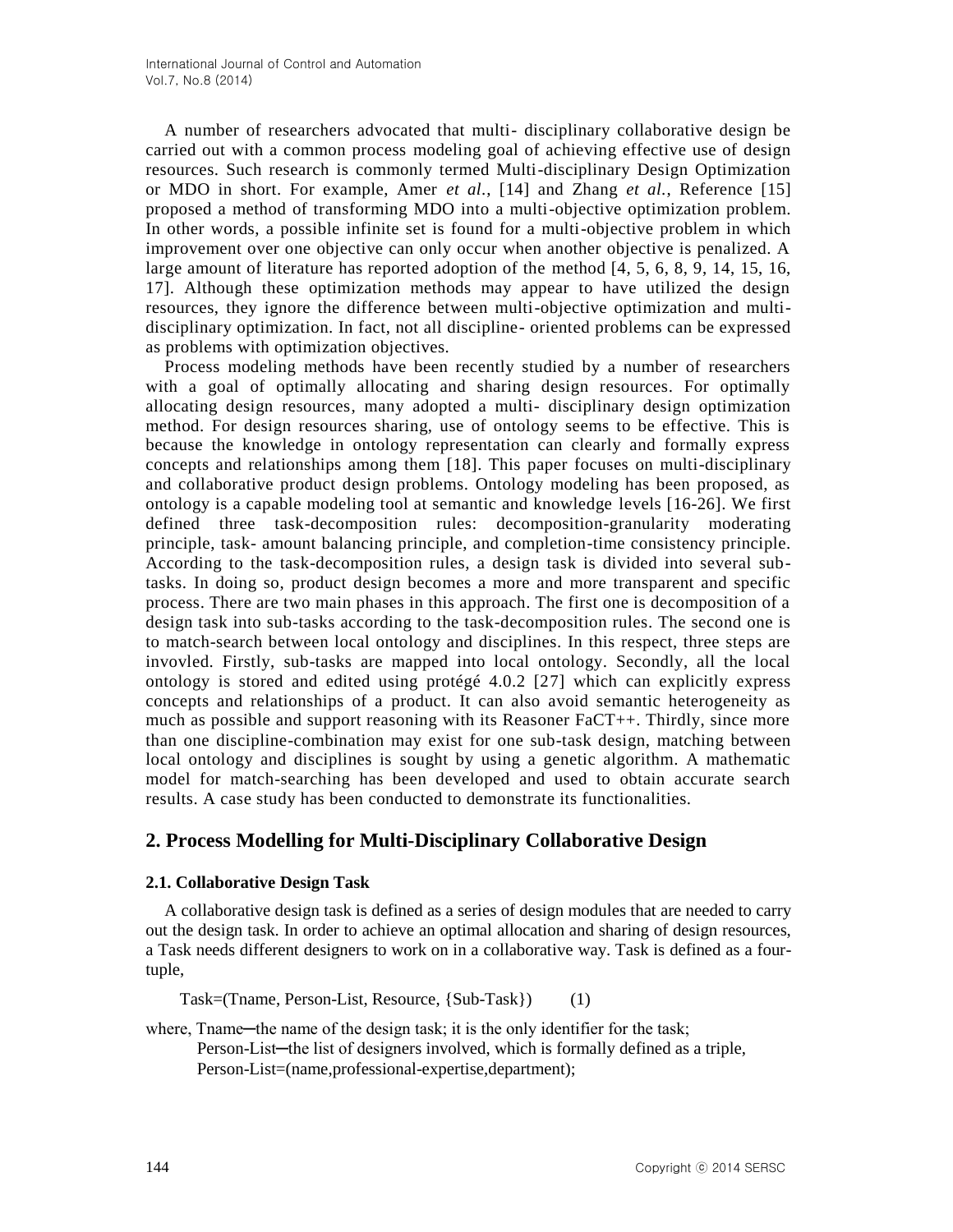A number of researchers advocated that multi- disciplinary collaborative design be carried out with a common process modeling goal of achieving effective use of design resources. Such research is commonly termed Multi-disciplinary Design Optimization or MDO in short. For example, Amer *et al.*, [14] and Zhang *et al.*, Reference [15] proposed a method of transforming MDO into a multi-objective optimization problem. In other words, a possible infinite set is found for a multi-objective problem in which improvement over one objective can only occur when another objective is penalized. A large amount of literature has reported adoption of the method [4, 5, 6, 8, 9, 14, 15, 16, 17]. Although these optimization methods may appear to have utilized the design resources, they ignore the difference between multi-objective optimization and multi-disciplinary optimization. In fact, not all discipline- oriented problems can be expressed as problems with optimization objectives.

Process modeling methods have been recently studied by a number of researchers with a goal of optimally allocating and sharing design resources. For optimally allocating design resources, many adopted a multi- disciplinary design optimization method. For design resources sharing, use of ontology seems to be effective. This is because the knowledge in ontology representation can clearly and formally express concepts and relationships among them [18]. This paper focuses on multi-disciplinary and collaborative product design problems. Ontology modeling has been proposed, as ontology is a capable modeling tool at semantic and knowledge levels [16-26]. We first defined three task-decomposition rules: decomposition-granularity moderating principle, task- amount balancing principle, and completion-time consistency principle. According to the task-decomposition rules, a design task is divided into several sub-tasks. In doing so, product design becomes a more and more transparent and specific process. There are two main phases in this approach. The first one is decomposition of a design task into sub-tasks according to the task-decomposition rules. The second one is to match-search between local ontology and disciplines. In this respect, three steps are invovled. Firstly, sub-tasks are mapped into local ontology. Secondly, all the local ontology is stored and edited using protégé 4.0.2 [27] which can explicitly express concepts and relationships of a product. It can also avoid semantic heterogeneity as much as possible and support reasoning with its Reasoner FaCT++. Thirdly, since more than one discipline-combination may exist for one sub-task design, matching between local ontology and disciplines is sought by using a genetic algorithm. A mathematic model for match-searching has been developed and used to obtain accurate search results. A case study has been conducted to demonstrate its functionalities.

## 2. Process Modelling for Multi-Disciplinary Collaborative Design

### 2.1. Collaborative Design Task

A collaborative design task is defined as a series of design modules that are needed to carry out the design task. In order to achieve an optimal allocation and sharing of design resources, a Task needs different designers to work on in a collaborative way. Task is defined as a four-tuple,

Task=(Tname, Person-List, Resource, {Sub-Task}) (1)

where, Tname─the name of the design task; it is the only identifier for the task;

Person-List─the list of designers involved, which is formally defined as a triple,

Person-List=(name,professional-expertise,department);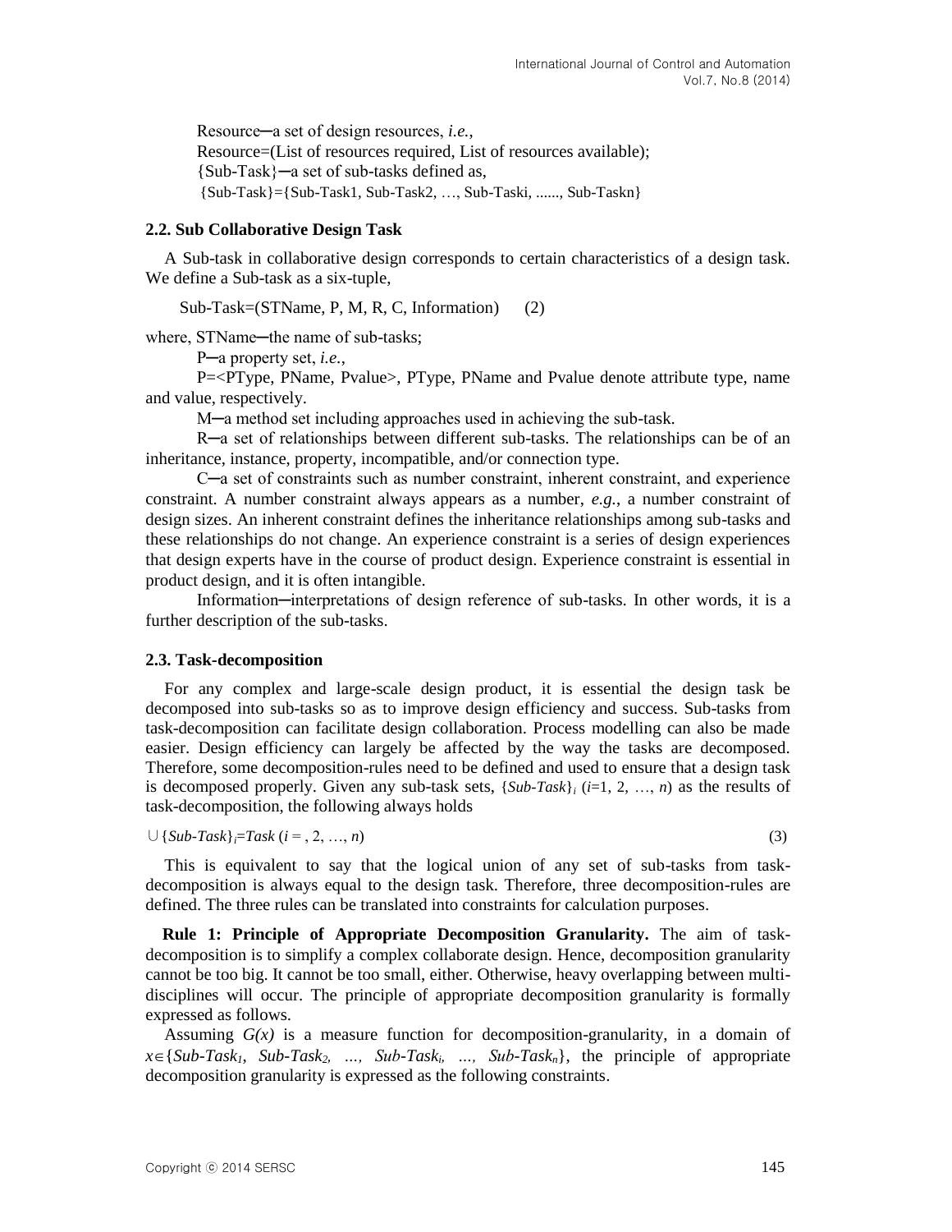Resource─a set of design resources, *i.e.*,

Resource=(List of resources required, List of resources available);

{Sub-Task}─a set of sub-tasks defined as,

{Sub-Task}={Sub-Task1, Sub-Task2, …, Sub-Taski, ......, Sub-Taskn}

### 2.2. Sub Collaborative Design Task

A Sub-task in collaborative design corresponds to certain characteristics of a design task. We define a Sub-task as a six-tuple,

Sub-Task=(STName, P, M, R, C, Information) (2)

where, STName─the name of sub-tasks;

P─a property set, *i.e.*,

P=<PType, PName, Pvalue>, PType, PName and Pvalue denote attribute type, name and value, respectively.

M─a method set including approaches used in achieving the sub-task.

R─a set of relationships between different sub-tasks. The relationships can be of an inheritance, instance, property, incompatible, and/or connection type.

C─a set of constraints such as number constraint, inherent constraint, and experience constraint. A number constraint always appears as a number, *e.g.*, a number constraint of design sizes. An inherent constraint defines the inheritance relationships among sub-tasks and these relationships do not change. An experience constraint is a series of design experiences that design experts have in the course of product design. Experience constraint is essential in product design, and it is often intangible.

Information─interpretations of design reference of sub-tasks. In other words, it is a further description of the sub-tasks.

### 2.3. Task-decomposition

For any complex and large-scale design product, it is essential the design task be decomposed into sub-tasks so as to improve design efficiency and success. Sub-tasks from task-decomposition can facilitate design collaboration. Process modelling can also be made easier. Design efficiency can largely be affected by the way the tasks are decomposed. Therefore, some decomposition-rules need to be defined and used to ensure that a design task is decomposed properly. Given any sub-task sets, $\{Sub\text{-}Task\}_i$ ($i$=1, 2, …, $n$) as the results of task-decomposition, the following always holds

$$\cup\{Sub\text{-}Task\}_i=Task\ (i = , 2, \ldots, n) \quad (3)$$

This is equivalent to say that the logical union of any set of sub-tasks from task-decomposition is always equal to the design task. Therefore, three decomposition-rules are defined. The three rules can be translated into constraints for calculation purposes.

**Rule 1: Principle of Appropriate Decomposition Granularity.** The aim of task-decomposition is to simplify a complex collaborate design. Hence, decomposition granularity cannot be too big. It cannot be too small, either. Otherwise, heavy overlapping between multi-disciplines will occur. The principle of appropriate decomposition granularity is formally expressed as follows.

Assuming $G(x)$ is a measure function for decomposition-granularity, in a domain of $x\in\{Sub\text{-}Task_1, Sub\text{-}Task_2, \ldots, Sub\text{-}Task_i, \ldots, Sub\text{-}Task_n\}$, the principle of appropriate decomposition granularity is expressed as the following constraints.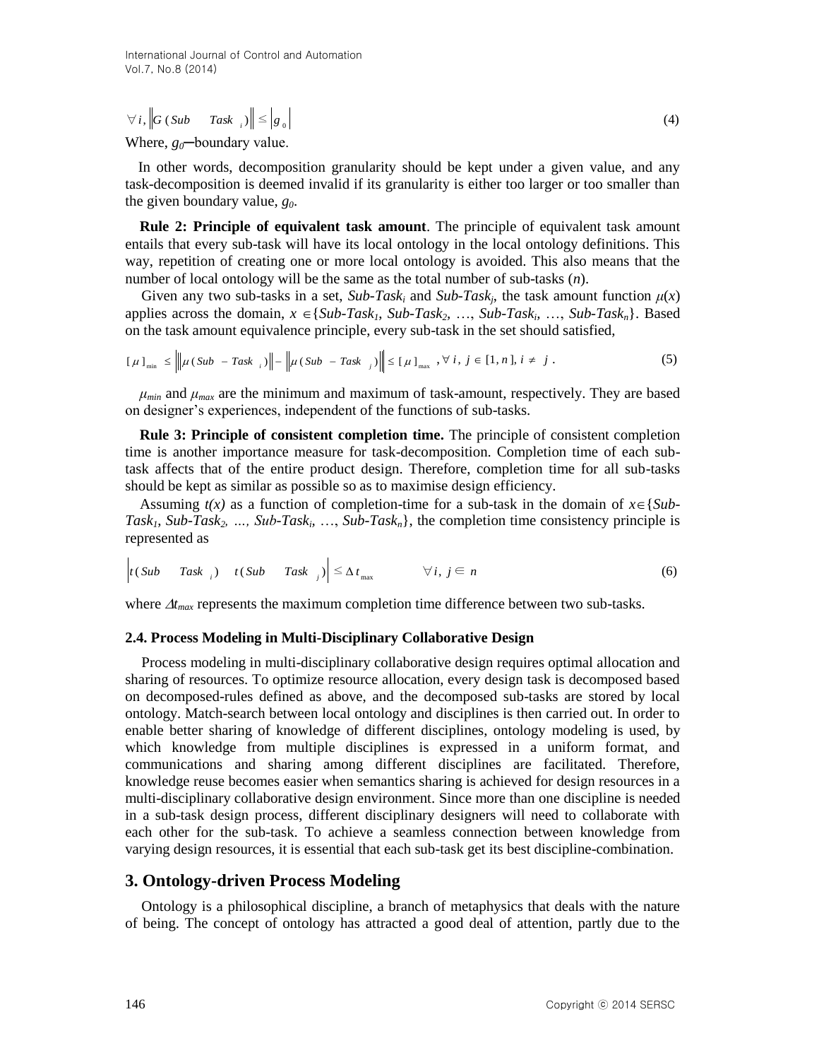$$\forall i, \left\| G(Sub \quad Task_{i}) \right\| \leq \left| g_{0} \right| \tag{4}$$

Where, $g_0$─boundary value.

In other words, decomposition granularity should be kept under a given value, and any task-decomposition is deemed invalid if its granularity is either too larger or too smaller than the given boundary value, $g_0$.

**Rule 2: Principle of equivalent task amount**. The principle of equivalent task amount entails that every sub-task will have its local ontology in the local ontology definitions. This way, repetition of creating one or more local ontology is avoided. This also means that the number of local ontology will be the same as the total number of sub-tasks ($n$).

Given any two sub-tasks in a set, $Sub\text{-}Task_i$ and $Sub\text{-}Task_j$, the task amount function $\mu(x)$ applies across the domain, $x \in \{Sub\text{-}Task_1, Sub\text{-}Task_2, \ldots, Sub\text{-}Task_i, \ldots, Sub\text{-}Task_n\}$. Based on the task amount equivalence principle, every sub-task in the set should satisfied,

$$[\mu]_{\min} \leq \left\| \left\| \mu(Sub - Task_{i}) \right\| - \left\| \mu(Sub - Task_{j}) \right\| \right\| \leq [\mu]_{\max}, \forall i, j \in [1, n], i \neq j. \tag{5}$$

$\mu_{min}$ and $\mu_{max}$ are the minimum and maximum of task-amount, respectively. They are based on designer's experiences, independent of the functions of sub-tasks.

**Rule 3: Principle of consistent completion time.** The principle of consistent completion time is another importance measure for task-decomposition. Completion time of each sub-task affects that of the entire product design. Therefore, completion time for all sub-tasks should be kept as similar as possible so as to maximise design efficiency.

Assuming $t(x)$ as a function of completion-time for a sub-task in the domain of $x \in \{Sub\text{-}Task_1, Sub\text{-}Task_2, \ldots, Sub\text{-}Task_i, \ldots, Sub\text{-}Task_n\}$, the completion time consistency principle is represented as

$$\left| t(Sub \quad Task_{i}) \quad t(Sub \quad Task_{j}) \right| \leq \Delta t_{\max} \qquad \forall i, j \in n \tag{6}$$

where $\Delta t_{max}$ represents the maximum completion time difference between two sub-tasks.

### 2.4. Process Modeling in Multi-Disciplinary Collaborative Design

Process modeling in multi-disciplinary collaborative design requires optimal allocation and sharing of resources. To optimize resource allocation, every design task is decomposed based on decomposed-rules defined as above, and the decomposed sub-tasks are stored by local ontology. Match-search between local ontology and disciplines is then carried out. In order to enable better sharing of knowledge of different disciplines, ontology modeling is used, by which knowledge from multiple disciplines is expressed in a uniform format, and communications and sharing among different disciplines are facilitated. Therefore, knowledge reuse becomes easier when semantics sharing is achieved for design resources in a multi-disciplinary collaborative design environment. Since more than one discipline is needed in a sub-task design process, different disciplinary designers will need to collaborate with each other for the sub-task. To achieve a seamless connection between knowledge from varying design resources, it is essential that each sub-task get its best discipline-combination.

## 3. Ontology-driven Process Modeling

Ontology is a philosophical discipline, a branch of metaphysics that deals with the nature of being. The concept of ontology has attracted a good deal of attention, partly due to the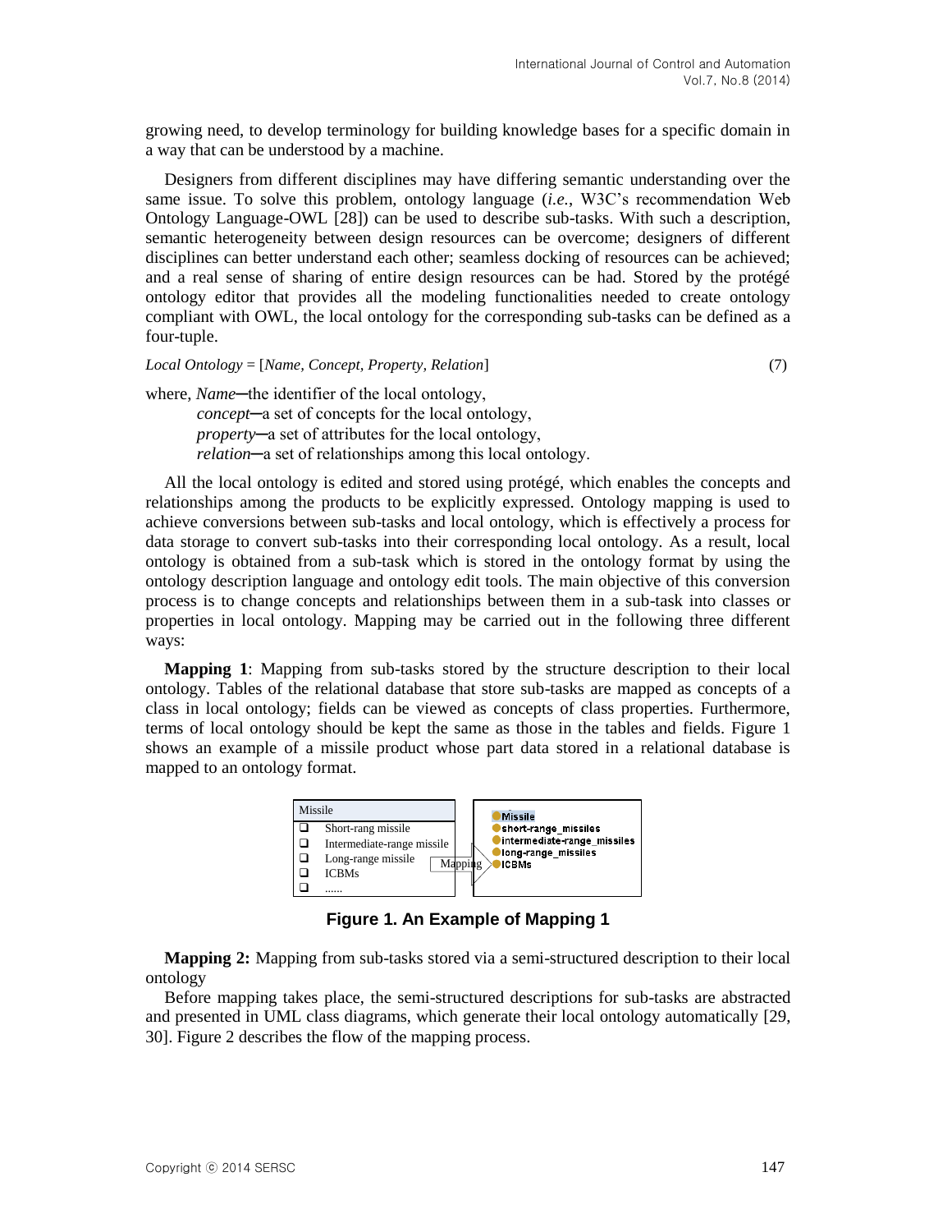growing need, to develop terminology for building knowledge bases for a specific domain in a way that can be understood by a machine.

Designers from different disciplines may have differing semantic understanding over the same issue. To solve this problem, ontology language (*i.e.*, W3C's recommendation Web Ontology Language-OWL [28]) can be used to describe sub-tasks. With such a description, semantic heterogeneity between design resources can be overcome; designers of different disciplines can better understand each other; seamless docking of resources can be achieved; and a real sense of sharing of entire design resources can be had. Stored by the protégé ontology editor that provides all the modeling functionalities needed to create ontology compliant with OWL, the local ontology for the corresponding sub-tasks can be defined as a four-tuple.

$$Local\ Ontology = [Name, Concept, Property, Relation] \tag{7}$$

where, *Name*─the identifier of the local ontology,
*concept*─a set of concepts for the local ontology,
*property*─a set of attributes for the local ontology,
*relation*─a set of relationships among this local ontology.

All the local ontology is edited and stored using protégé, which enables the concepts and relationships among the products to be explicitly expressed. Ontology mapping is used to achieve conversions between sub-tasks and local ontology, which is effectively a process for data storage to convert sub-tasks into their corresponding local ontology. As a result, local ontology is obtained from a sub-task which is stored in the ontology format by using the ontology description language and ontology edit tools. The main objective of this conversion process is to change concepts and relationships between them in a sub-task into classes or properties in local ontology. Mapping may be carried out in the following three different ways:

**Mapping 1**: Mapping from sub-tasks stored by the structure description to their local ontology. Tables of the relational database that store sub-tasks are mapped as concepts of a class in local ontology; fields can be viewed as concepts of class properties. Furthermore, terms of local ontology should be kept the same as those in the tables and fields. Figure 1 shows an example of a missile product whose part data stored in a relational database is mapped to an ontology format.

| Missile |
| --- |
| Short-rang missile |
| Intermediate-range missile |
| Long-range missile |
| ICBMs |
| ...... |

Mapping →

Missile
short-range_missiles
intermediate-range_missiles
long-range_missiles
ICBMs

**Figure 1. An Example of Mapping 1**

**Mapping 2:** Mapping from sub-tasks stored via a semi-structured description to their local ontology

Before mapping takes place, the semi-structured descriptions for sub-tasks are abstracted and presented in UML class diagrams, which generate their local ontology automatically [29, 30]. Figure 2 describes the flow of the mapping process.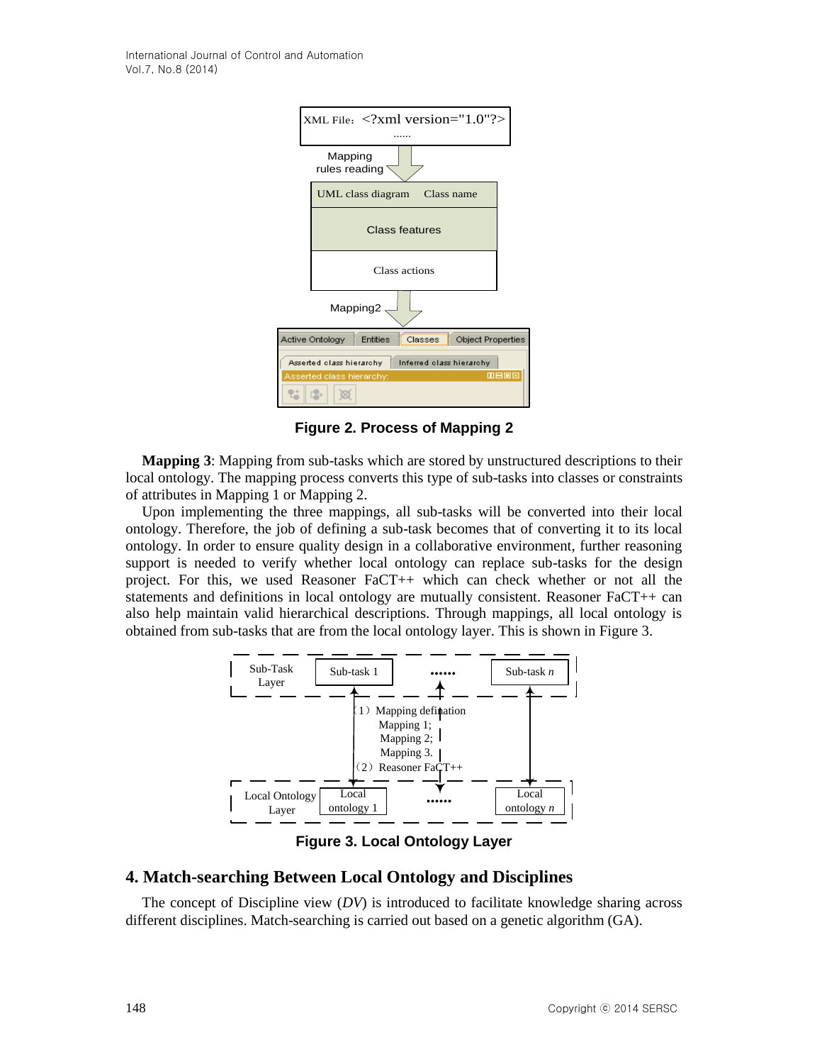**Figure 2. Process of Mapping 2**

**Mapping 3**: Mapping from sub-tasks which are stored by unstructured descriptions to their local ontology. The mapping process converts this type of sub-tasks into classes or constraints of attributes in Mapping 1 or Mapping 2.

Upon implementing the three mappings, all sub-tasks will be converted into their local ontology. Therefore, the job of defining a sub-task becomes that of converting it to its local ontology. In order to ensure quality design in a collaborative environment, further reasoning support is needed to verify whether local ontology can replace sub-tasks for the design project. For this, we used Reasoner FaCT++ which can check whether or not all the statements and definitions in local ontology are mutually consistent. Reasoner FaCT++ can also help maintain valid hierarchical descriptions. Through mappings, all local ontology is obtained from sub-tasks that are from the local ontology layer. This is shown in Figure 3.

**Figure 3. Local Ontology Layer**

## 4. Match-searching Between Local Ontology and Disciplines

The concept of Discipline view (*DV*) is introduced to facilitate knowledge sharing across different disciplines. Match-searching is carried out based on a genetic algorithm (GA).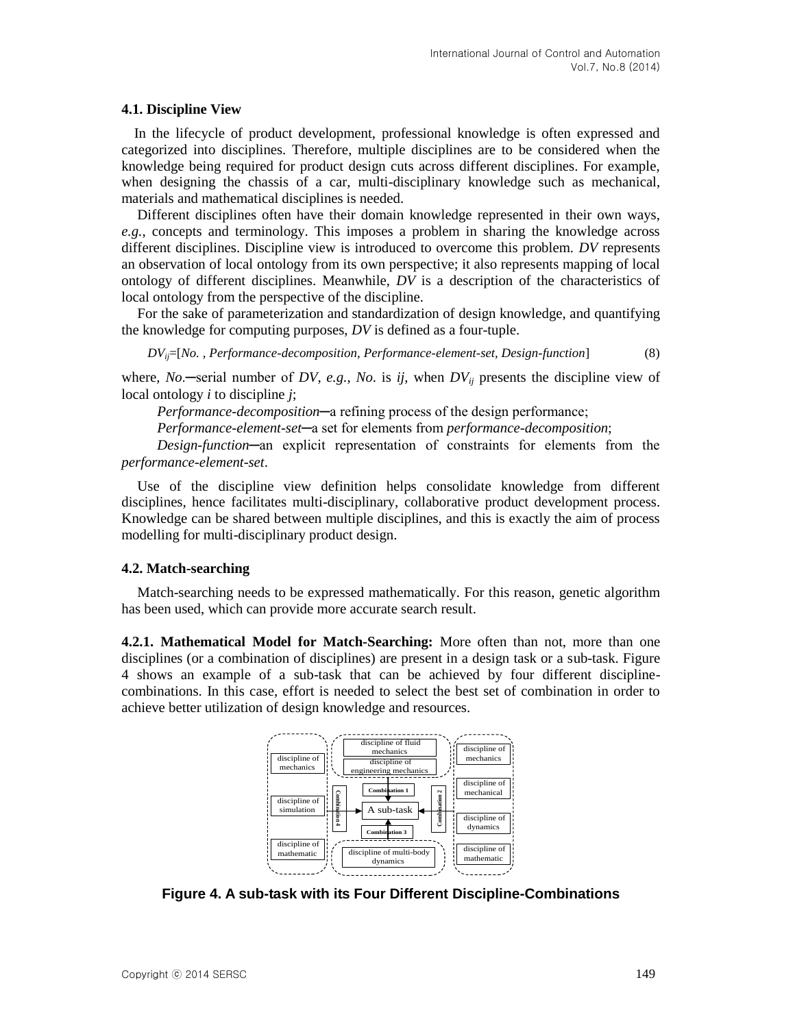### 4.1. Discipline View

In the lifecycle of product development, professional knowledge is often expressed and categorized into disciplines. Therefore, multiple disciplines are to be considered when the knowledge being required for product design cuts across different disciplines. For example, when designing the chassis of a car, multi-disciplinary knowledge such as mechanical, materials and mathematical disciplines is needed.

Different disciplines often have their domain knowledge represented in their own ways, *e.g.*, concepts and terminology. This imposes a problem in sharing the knowledge across different disciplines. Discipline view is introduced to overcome this problem. *DV* represents an observation of local ontology from its own perspective; it also represents mapping of local ontology of different disciplines. Meanwhile, *DV* is a description of the characteristics of local ontology from the perspective of the discipline.

For the sake of parameterization and standardization of design knowledge, and quantifying the knowledge for computing purposes, *DV* is defined as a four-tuple.

$$DV_{ij}=[No.\ , Performance\text{-}decomposition, Performance\text{-}element\text{-}set, Design\text{-}function] \quad (8)$$

where, *No.*─serial number of *DV*, *e.g.*, *No.* is *ij*, when $DV_{ij}$ presents the discipline view of local ontology *i* to discipline *j*;

*Performance-decomposition*─a refining process of the design performance;

*Performance-element-set*─a set for elements from *performance-decomposition*;

*Design-function*─an explicit representation of constraints for elements from the *performance-element-set*.

Use of the discipline view definition helps consolidate knowledge from different disciplines, hence facilitates multi-disciplinary, collaborative product development process. Knowledge can be shared between multiple disciplines, and this is exactly the aim of process modelling for multi-disciplinary product design.

### 4.2. Match-searching

Match-searching needs to be expressed mathematically. For this reason, genetic algorithm has been used, which can provide more accurate search result.

**4.2.1. Mathematical Model for Match-Searching:** More often than not, more than one disciplines (or a combination of disciplines) are present in a design task or a sub-task. Figure 4 shows an example of a sub-task that can be achieved by four different discipline-combinations. In this case, effort is needed to select the best set of combination in order to achieve better utilization of design knowledge and resources.

**Figure 4. A sub-task with its Four Different Discipline-Combinations**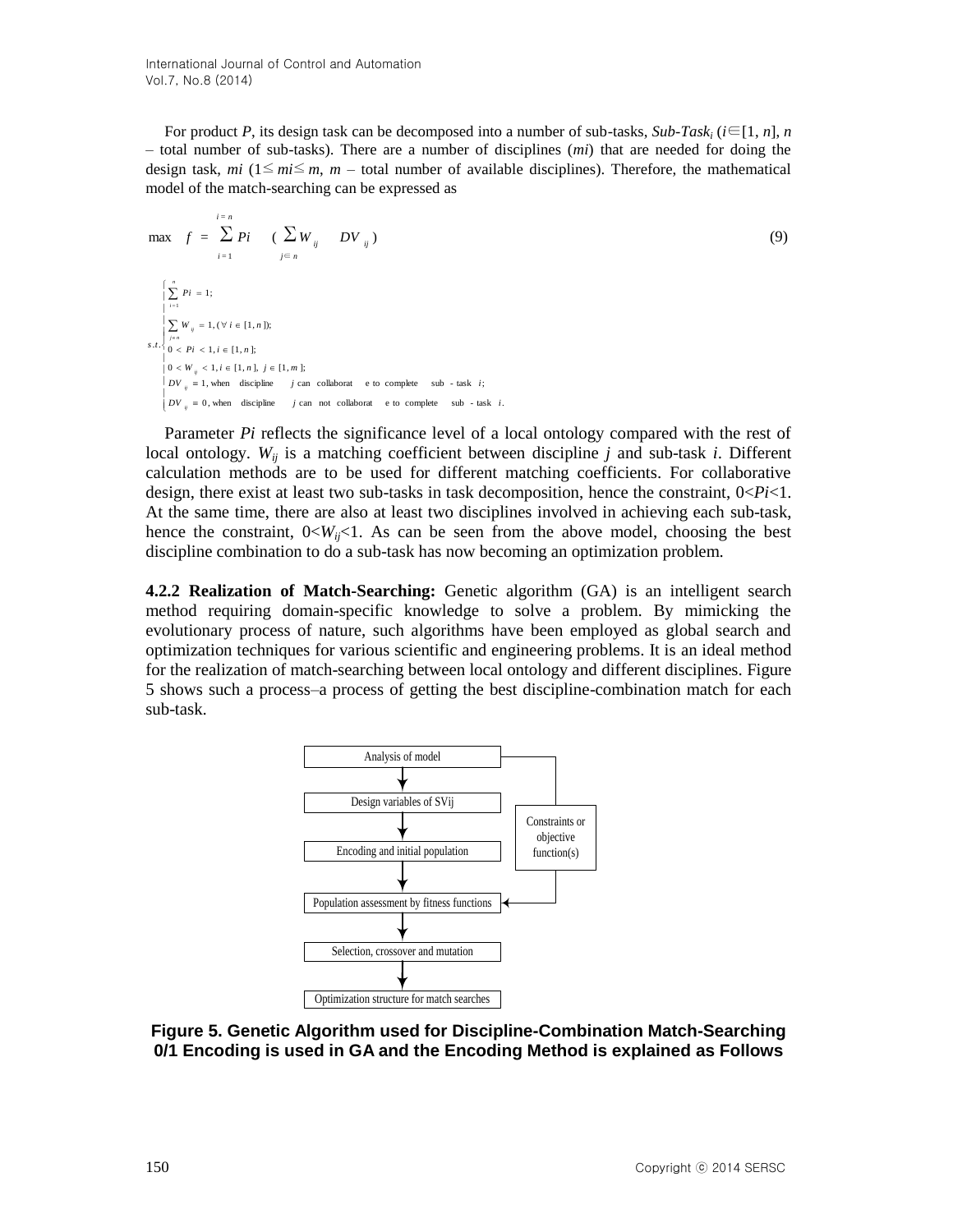For product *P*, its design task can be decomposed into a number of sub-tasks, $Sub\text{-}Task_i$ ($i \in [1, n]$, $n$ – total number of sub-tasks). There are a number of disciplines ($mi$) that are needed for doing the design task, $mi$ ($1 \leq mi \leq m$, $m$ – total number of available disciplines). Therefore, the mathematical model of the match-searching can be expressed as

$$\max \quad f = \sum_{i=1}^{i=n} Pi \quad \left( \sum_{j \in n} W_{ij} \quad DV_{ij} \right) \tag{9}$$

$$s.t. \begin{cases} \sum_{i=1}^{n} Pi = 1; \\ \sum_{j \in n} W_{ij} = 1, (\forall i \in [1, n]); \\ 0 < Pi < 1, i \in [1, n]; \\ 0 < W_{ij} < 1, i \in [1, n], \ j \in [1, m]; \\ DV_{ij} = 1, \text{when discipline } j \text{ can collaborate to complete sub-task } i; \\ DV_{ij} = 0, \text{when discipline } j \text{ can not collaborate to complete sub-task } i. \end{cases}$$

Parameter $Pi$ reflects the significance level of a local ontology compared with the rest of local ontology. $W_{ij}$ is a matching coefficient between discipline $j$ and sub-task $i$. Different calculation methods are to be used for different matching coefficients. For collaborative design, there exist at least two sub-tasks in task decomposition, hence the constraint, $0<Pi<1$. At the same time, there are also at least two disciplines involved in achieving each sub-task, hence the constraint, $0<W_{ij}<1$. As can be seen from the above model, choosing the best discipline combination to do a sub-task has now becoming an optimization problem.

**4.2.2 Realization of Match-Searching:** Genetic algorithm (GA) is an intelligent search method requiring domain-specific knowledge to solve a problem. By mimicking the evolutionary process of nature, such algorithms have been employed as global search and optimization techniques for various scientific and engineering problems. It is an ideal method for the realization of match-searching between local ontology and different disciplines. Figure 5 shows such a process–a process of getting the best discipline-combination match for each sub-task.

Analysis of model → Design variables of SVij → Encoding and initial population → Population assessment by fitness functions → Selection, crossover and mutation → Optimization structure for match searches

Constraints or objective function(s)

**Figure 5. Genetic Algorithm used for Discipline-Combination Match-Searching 0/1 Encoding is used in GA and the Encoding Method is explained as Follows**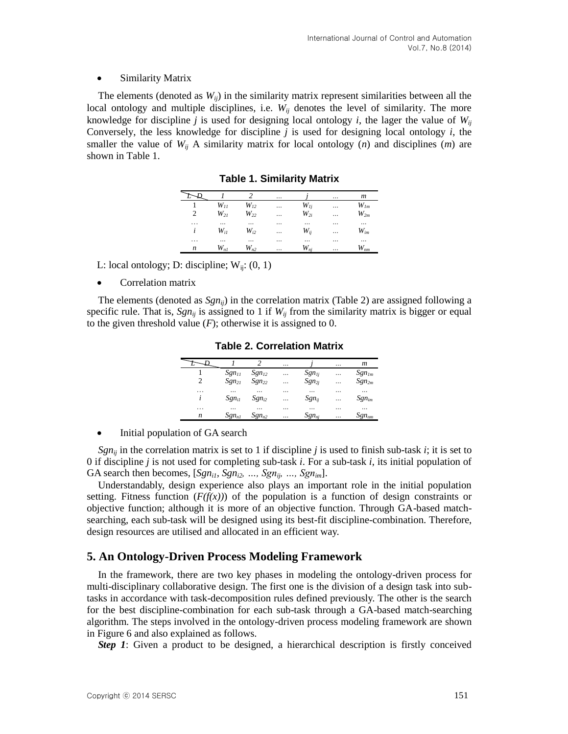- Similarity Matrix

The elements (denoted as $W_{ij}$) in the similarity matrix represent similarities between all the local ontology and multiple disciplines, i.e. $W_{ij}$ denotes the level of similarity. The more knowledge for discipline *j* is used for designing local ontology *i*, the lager the value of $W_{ij}$ Conversely, the less knowledge for discipline *j* is used for designing local ontology *i*, the smaller the value of $W_{ij}$ A similarity matrix for local ontology (*n*) and disciplines (*m*) are shown in Table 1.

**Table 1. Similarity Matrix**

| L \ D | 1 | 2 | … | j | … | m |
|---|---|---|---|---|---|---|
| 1 | $W_{11}$ | $W_{12}$ | … | $W_{1j}$ | … | $W_{1m}$ |
| 2 | $W_{21}$ | $W_{22}$ | … | $W_{2i}$ | … | $W_{2m}$ |
| … | … | … | … | … | … | … |
| i | $W_{i1}$ | $W_{i2}$ | … | $W_{ij}$ | … | $W_{im}$ |
| … | … | … | … | … | … | … |
| n | $W_{n1}$ | $W_{n2}$ | … | $W_{nj}$ | … | $W_{nm}$ |

L: local ontology; D: discipline; $W_{ij}$: (0, 1)

- Correlation matrix

The elements (denoted as $Sgn_{ij}$) in the correlation matrix (Table 2) are assigned following a specific rule. That is, $Sgn_{ij}$ is assigned to 1 if $W_{ij}$ from the similarity matrix is bigger or equal to the given threshold value (*F*); otherwise it is assigned to 0.

**Table 2. Correlation Matrix**

| L \ D | 1 | 2 | … | j | … | m |
|---|---|---|---|---|---|---|
| 1 | $Sgn_{11}$ | $Sgn_{12}$ | … | $Sgn_{1j}$ | … | $Sgn_{1m}$ |
| 2 | $Sgn_{21}$ | $Sgn_{22}$ | … | $Sgn_{2j}$ | … | $Sgn_{2m}$ |
| … | … | … | … | … | … | … |
| i | $Sgn_{i1}$ | $Sgn_{i2}$ | … | $Sgn_{ij}$ | … | $Sgn_{im}$ |
| … | … | … | … | … | … | … |
| n | $Sgn_{n1}$ | $Sgn_{n2}$ | … | $Sgn_{nj}$ | … | $Sgn_{nm}$ |

- Initial population of GA search

$Sgn_{ij}$ in the correlation matrix is set to 1 if discipline *j* is used to finish sub-task *i*; it is set to 0 if discipline *j* is not used for completing sub-task *i*. For a sub-task *i*, its initial population of GA search then becomes, $[Sgn_{i1}, Sgn_{i2}, \ldots, Sgn_{ij}, \ldots, Sgn_{im}]$.

Understandably, design experience also plays an important role in the initial population setting. Fitness function ($F(f(x))$) of the population is a function of design constraints or objective function; although it is more of an objective function. Through GA-based match-searching, each sub-task will be designed using its best-fit discipline-combination. Therefore, design resources are utilised and allocated in an efficient way.

## 5. An Ontology-Driven Process Modeling Framework

In the framework, there are two key phases in modeling the ontology-driven process for multi-disciplinary collaborative design. The first one is the division of a design task into sub-tasks in accordance with task-decomposition rules defined previously. The other is the search for the best discipline-combination for each sub-task through a GA-based match-searching algorithm. The steps involved in the ontology-driven process modeling framework are shown in Figure 6 and also explained as follows.

***Step 1***: Given a product to be designed, a hierarchical description is firstly conceived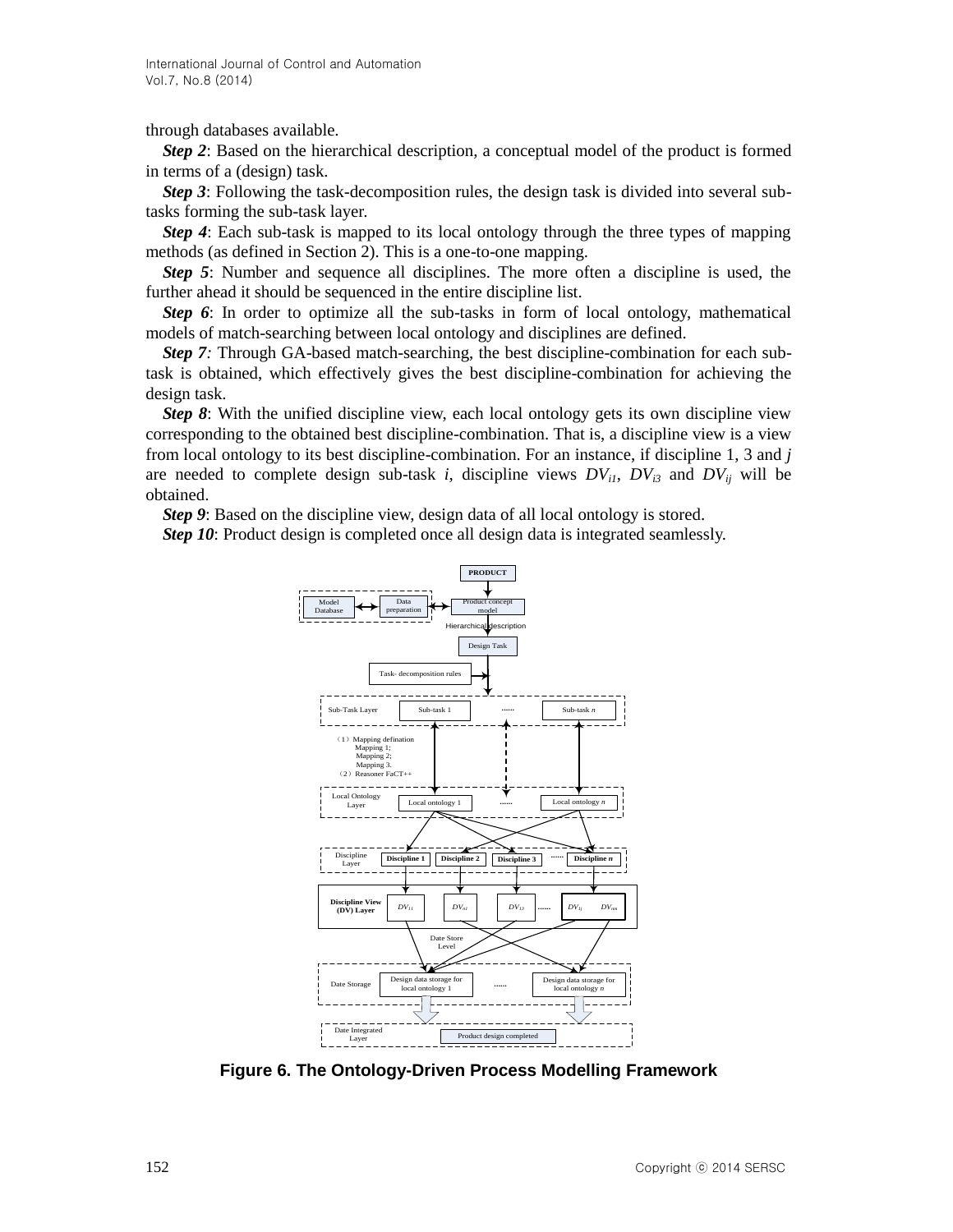through databases available.

***Step 2***: Based on the hierarchical description, a conceptual model of the product is formed in terms of a (design) task.

***Step 3***: Following the task-decomposition rules, the design task is divided into several sub-tasks forming the sub-task layer.

***Step 4***: Each sub-task is mapped to its local ontology through the three types of mapping methods (as defined in Section 2). This is a one-to-one mapping.

***Step 5***: Number and sequence all disciplines. The more often a discipline is used, the further ahead it should be sequenced in the entire discipline list.

***Step 6***: In order to optimize all the sub-tasks in form of local ontology, mathematical models of match-searching between local ontology and disciplines are defined.

***Step 7***: Through GA-based match-searching, the best discipline-combination for each sub-task is obtained, which effectively gives the best discipline-combination for achieving the design task.

***Step 8***: With the unified discipline view, each local ontology gets its own discipline view corresponding to the obtained best discipline-combination. That is, a discipline view is a view from local ontology to its best discipline-combination. For an instance, if discipline 1, 3 and $j$ are needed to complete design sub-task $i$, discipline views $DV_{i1}$, $DV_{i3}$ and $DV_{ij}$ will be obtained.

***Step 9***: Based on the discipline view, design data of all local ontology is stored.

***Step 10***: Product design is completed once all design data is integrated seamlessly.

**Figure 6. The Ontology-Driven Process Modelling Framework**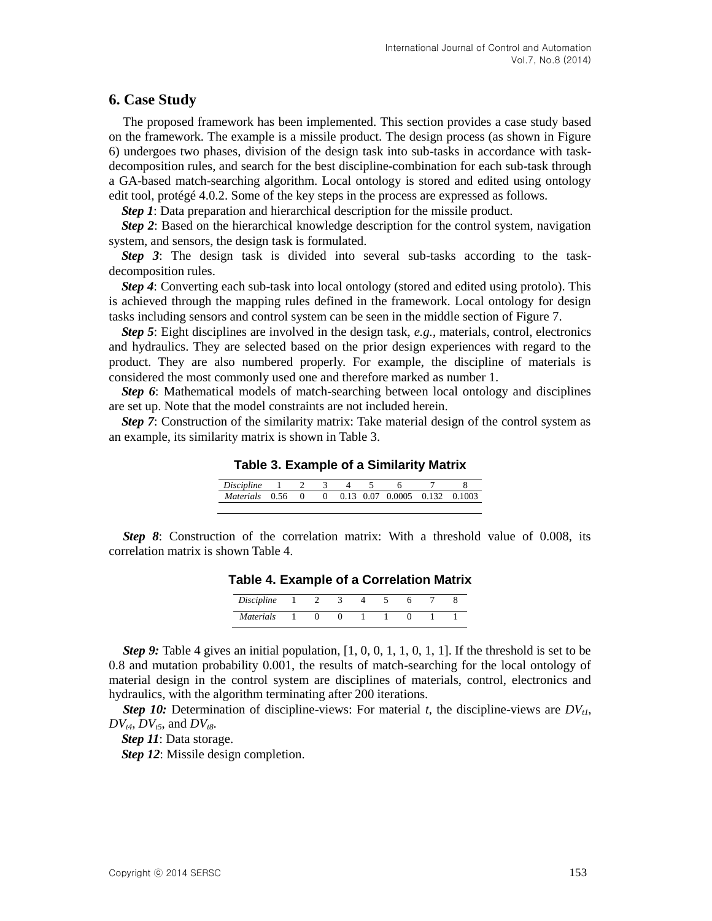## 6. Case Study

The proposed framework has been implemented. This section provides a case study based on the framework. The example is a missile product. The design process (as shown in Figure 6) undergoes two phases, division of the design task into sub-tasks in accordance with task-decomposition rules, and search for the best discipline-combination for each sub-task through a GA-based match-searching algorithm. Local ontology is stored and edited using ontology edit tool, protégé 4.0.2. Some of the key steps in the process are expressed as follows.

***Step 1***: Data preparation and hierarchical description for the missile product.

***Step 2***: Based on the hierarchical knowledge description for the control system, navigation system, and sensors, the design task is formulated.

***Step 3***: The design task is divided into several sub-tasks according to the task-decomposition rules.

***Step 4***: Converting each sub-task into local ontology (stored and edited using protolo). This is achieved through the mapping rules defined in the framework. Local ontology for design tasks including sensors and control system can be seen in the middle section of Figure 7.

***Step 5***: Eight disciplines are involved in the design task, *e.g.*, materials, control, electronics and hydraulics. They are selected based on the prior design experiences with regard to the product. They are also numbered properly. For example, the discipline of materials is considered the most commonly used one and therefore marked as number 1.

***Step 6***: Mathematical models of match-searching between local ontology and disciplines are set up. Note that the model constraints are not included herein.

***Step 7***: Construction of the similarity matrix: Take material design of the control system as an example, its similarity matrix is shown in Table 3.

**Table 3. Example of a Similarity Matrix**

| *Discipline* | 1 | 2 | 3 | 4 | 5 | 6 | 7 | 8 |
|---|---|---|---|---|---|---|---|---|
| *Materials* | 0.56 | 0 | 0 | 0.13 | 0.07 | 0.0005 | 0.132 | 0.1003 |

***Step 8***: Construction of the correlation matrix: With a threshold value of 0.008, its correlation matrix is shown Table 4.

**Table 4. Example of a Correlation Matrix**

| *Discipline* | 1 | 2 | 3 | 4 | 5 | 6 | 7 | 8 |
|---|---|---|---|---|---|---|---|---|
| *Materials* | 1 | 0 | 0 | 1 | 1 | 0 | 1 | 1 |

***Step 9:*** Table 4 gives an initial population, [1, 0, 0, 1, 1, 0, 1, 1]. If the threshold is set to be 0.8 and mutation probability 0.001, the results of match-searching for the local ontology of material design in the control system are disciplines of materials, control, electronics and hydraulics, with the algorithm terminating after 200 iterations.

***Step 10:*** Determination of discipline-views: For material $t$, the discipline-views are $DV_{t1}$, $DV_{t4}$, $DV_{t5}$, and $DV_{t8}$.

***Step 11***: Data storage.

***Step 12***: Missile design completion.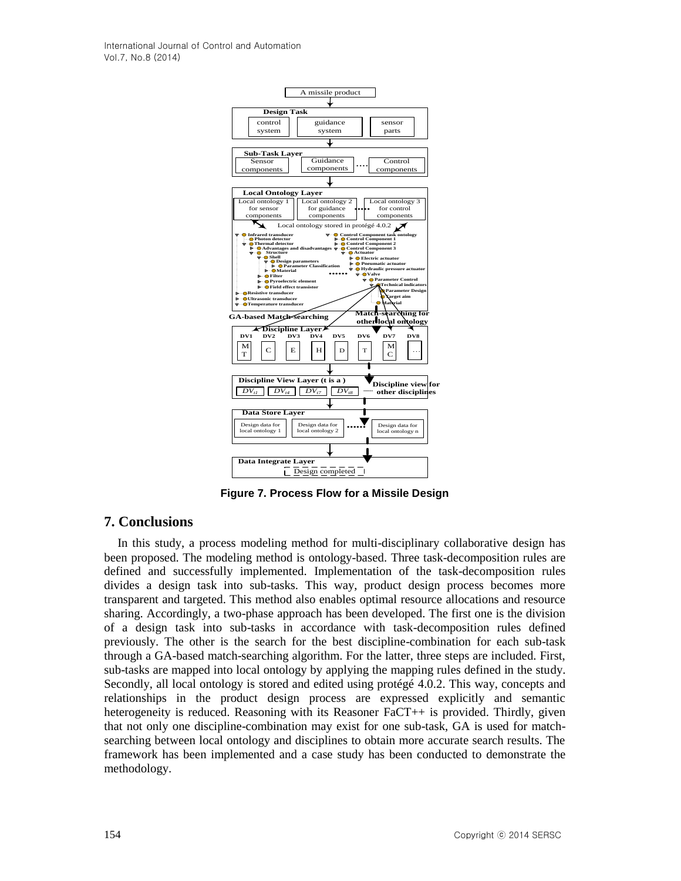Figure 7. Process Flow for a Missile Design

## 7. Conclusions

In this study, a process modeling method for multi-disciplinary collaborative design has been proposed. The modeling method is ontology-based. Three task-decomposition rules are defined and successfully implemented. Implementation of the task-decomposition rules divides a design task into sub-tasks. This way, product design process becomes more transparent and targeted. This method also enables optimal resource allocations and resource sharing. Accordingly, a two-phase approach has been developed. The first one is the division of a design task into sub-tasks in accordance with task-decomposition rules defined previously. The other is the search for the best discipline-combination for each sub-task through a GA-based match-searching algorithm. For the latter, three steps are included. First, sub-tasks are mapped into local ontology by applying the mapping rules defined in the study. Secondly, all local ontology is stored and edited using protégé 4.0.2. This way, concepts and relationships in the product design process are expressed explicitly and semantic heterogeneity is reduced. Reasoning with its Reasoner FaCT++ is provided. Thirdly, given that not only one discipline-combination may exist for one sub-task, GA is used for match-searching between local ontology and disciplines to obtain more accurate search results. The framework has been implemented and a case study has been conducted to demonstrate the methodology.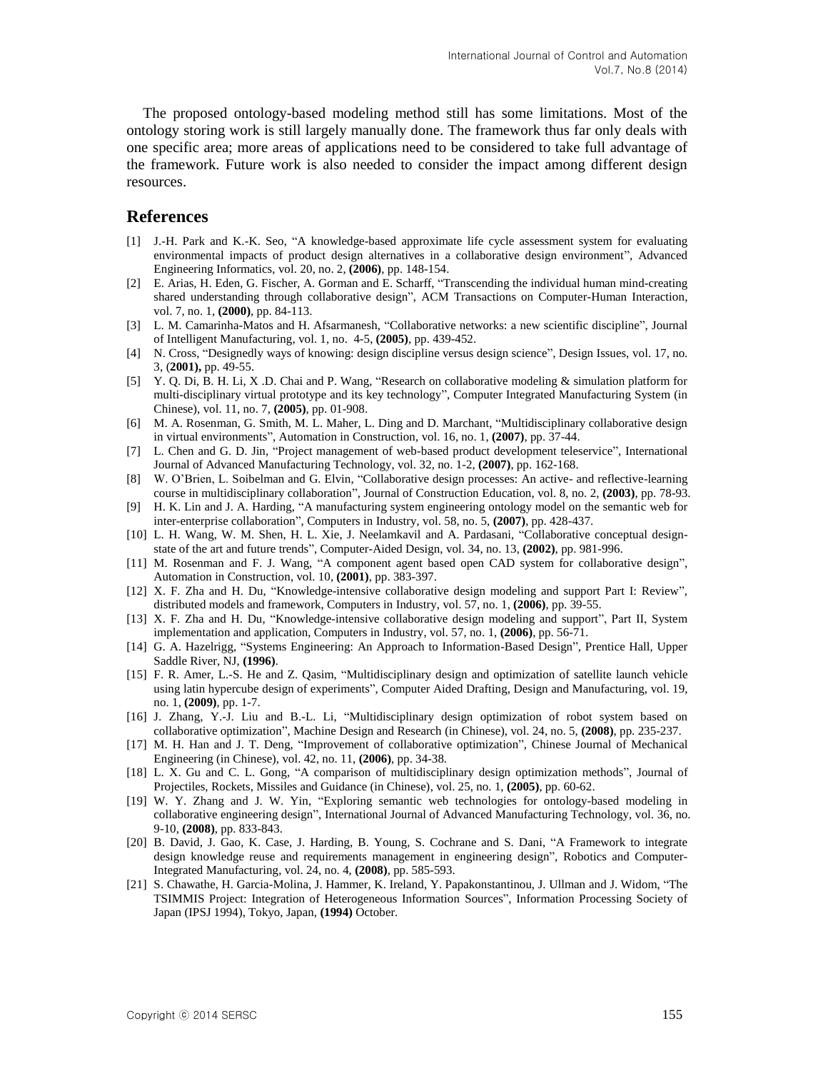The proposed ontology-based modeling method still has some limitations. Most of the ontology storing work is still largely manually done. The framework thus far only deals with one specific area; more areas of applications need to be considered to take full advantage of the framework. Future work is also needed to consider the impact among different design resources.

## References

[1] J.-H. Park and K.-K. Seo, "A knowledge-based approximate life cycle assessment system for evaluating environmental impacts of product design alternatives in a collaborative design environment", Advanced Engineering Informatics, vol. 20, no. 2, **(2006)**, pp. 148-154.

[2] E. Arias, H. Eden, G. Fischer, A. Gorman and E. Scharff, "Transcending the individual human mind-creating shared understanding through collaborative design", ACM Transactions on Computer-Human Interaction, vol. 7, no. 1, **(2000)**, pp. 84-113.

[3] L. M. Camarinha-Matos and H. Afsarmanesh, "Collaborative networks: a new scientific discipline", Journal of Intelligent Manufacturing, vol. 1, no. 4-5, **(2005)**, pp. 439-452.

[4] N. Cross, "Designedly ways of knowing: design discipline versus design science", Design Issues, vol. 17, no. 3, (**2001),** pp. 49-55.

[5] Y. Q. Di, B. H. Li, X .D. Chai and P. Wang, "Research on collaborative modeling & simulation platform for multi-disciplinary virtual prototype and its key technology", Computer Integrated Manufacturing System (in Chinese), vol. 11, no. 7, **(2005)**, pp. 01-908.

[6] M. A. Rosenman, G. Smith, M. L. Maher, L. Ding and D. Marchant, "Multidisciplinary collaborative design in virtual environments", Automation in Construction, vol. 16, no. 1, **(2007)**, pp. 37-44.

[7] L. Chen and G. D. Jin, "Project management of web-based product development teleservice", International Journal of Advanced Manufacturing Technology, vol. 32, no. 1-2, **(2007)**, pp. 162-168.

[8] W. O'Brien, L. Soibelman and G. Elvin, "Collaborative design processes: An active- and reflective-learning course in multidisciplinary collaboration", Journal of Construction Education, vol. 8, no. 2, **(2003)**, pp. 78-93.

[9] H. K. Lin and J. A. Harding, "A manufacturing system engineering ontology model on the semantic web for inter-enterprise collaboration", Computers in Industry, vol. 58, no. 5, **(2007)**, pp. 428-437.

[10] L. H. Wang, W. M. Shen, H. L. Xie, J. Neelamkavil and A. Pardasani, "Collaborative conceptual design-state of the art and future trends", Computer-Aided Design, vol. 34, no. 13, **(2002)**, pp. 981-996.

[11] M. Rosenman and F. J. Wang, "A component agent based open CAD system for collaborative design", Automation in Construction, vol. 10, **(2001)**, pp. 383-397.

[12] X. F. Zha and H. Du, "Knowledge-intensive collaborative design modeling and support Part I: Review", distributed models and framework, Computers in Industry, vol. 57, no. 1, **(2006)**, pp. 39-55.

[13] X. F. Zha and H. Du, "Knowledge-intensive collaborative design modeling and support", Part II, System implementation and application, Computers in Industry, vol. 57, no. 1, **(2006)**, pp. 56-71.

[14] G. A. Hazelrigg, "Systems Engineering: An Approach to Information-Based Design", Prentice Hall, Upper Saddle River, NJ, **(1996)**.

[15] F. R. Amer, L.-S. He and Z. Qasim, "Multidisciplinary design and optimization of satellite launch vehicle using latin hypercube design of experiments", Computer Aided Drafting, Design and Manufacturing, vol. 19, no. 1, **(2009)**, pp. 1-7.

[16] J. Zhang, Y.-J. Liu and B.-L. Li, "Multidisciplinary design optimization of robot system based on collaborative optimization", Machine Design and Research (in Chinese), vol. 24, no. 5, **(2008)**, pp. 235-237.

[17] M. H. Han and J. T. Deng, "Improvement of collaborative optimization", Chinese Journal of Mechanical Engineering (in Chinese), vol. 42, no. 11, **(2006)**, pp. 34-38.

[18] L. X. Gu and C. L. Gong, "A comparison of multidisciplinary design optimization methods", Journal of Projectiles, Rockets, Missiles and Guidance (in Chinese), vol. 25, no. 1, **(2005)**, pp. 60-62.

[19] W. Y. Zhang and J. W. Yin, "Exploring semantic web technologies for ontology-based modeling in collaborative engineering design", International Journal of Advanced Manufacturing Technology, vol. 36, no. 9-10, **(2008)**, pp. 833-843.

[20] B. David, J. Gao, K. Case, J. Harding, B. Young, S. Cochrane and S. Dani, "A Framework to integrate design knowledge reuse and requirements management in engineering design", Robotics and Computer-Integrated Manufacturing, vol. 24, no. 4, **(2008)**, pp. 585-593.

[21] S. Chawathe, H. Garcia-Molina, J. Hammer, K. Ireland, Y. Papakonstantinou, J. Ullman and J. Widom, "The TSIMMIS Project: Integration of Heterogeneous Information Sources", Information Processing Society of Japan (IPSJ 1994), Tokyo, Japan, **(1994)** October.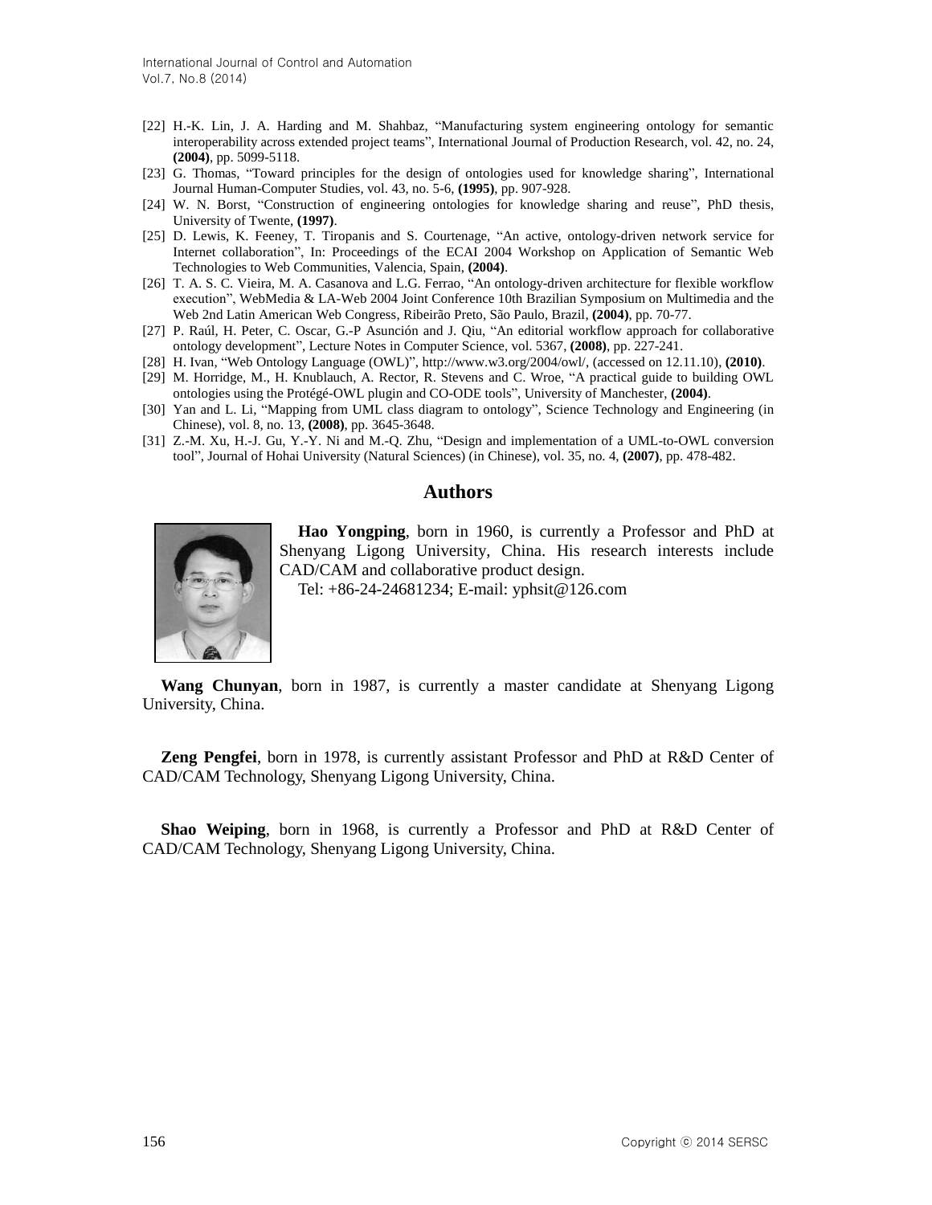[22] H.-K. Lin, J. A. Harding and M. Shahbaz, "Manufacturing system engineering ontology for semantic interoperability across extended project teams", International Journal of Production Research, vol. 42, no. 24, **(2004)**, pp. 5099-5118.

[23] G. Thomas, "Toward principles for the design of ontologies used for knowledge sharing", International Journal Human-Computer Studies, vol. 43, no. 5-6, **(1995)**, pp. 907-928.

[24] W. N. Borst, "Construction of engineering ontologies for knowledge sharing and reuse", PhD thesis, University of Twente, **(1997)**.

[25] D. Lewis, K. Feeney, T. Tiropanis and S. Courtenage, "An active, ontology-driven network service for Internet collaboration", In: Proceedings of the ECAI 2004 Workshop on Application of Semantic Web Technologies to Web Communities, Valencia, Spain, **(2004)**.

[26] T. A. S. C. Vieira, M. A. Casanova and L.G. Ferrao, "An ontology-driven architecture for flexible workflow execution", WebMedia & LA-Web 2004 Joint Conference 10th Brazilian Symposium on Multimedia and the Web 2nd Latin American Web Congress, Ribeirão Preto, São Paulo, Brazil, **(2004)**, pp. 70-77.

[27] P. Raúl, H. Peter, C. Oscar, G.-P Asunción and J. Qiu, "An editorial workflow approach for collaborative ontology development", Lecture Notes in Computer Science, vol. 5367, **(2008)**, pp. 227-241.

[28] H. Ivan, "Web Ontology Language (OWL)", http://www.w3.org/2004/owl/, (accessed on 12.11.10), **(2010)**.

[29] M. Horridge, M., H. Knublauch, A. Rector, R. Stevens and C. Wroe, "A practical guide to building OWL ontologies using the Protégé-OWL plugin and CO-ODE tools", University of Manchester, **(2004)**.

[30] Yan and L. Li, "Mapping from UML class diagram to ontology", Science Technology and Engineering (in Chinese), vol. 8, no. 13, **(2008)**, pp. 3645-3648.

[31] Z.-M. Xu, H.-J. Gu, Y.-Y. Ni and M.-Q. Zhu, "Design and implementation of a UML-to-OWL conversion tool", Journal of Hohai University (Natural Sciences) (in Chinese), vol. 35, no. 4, **(2007)**, pp. 478-482.

## Authors

**Hao Yongping**, born in 1960, is currently a Professor and PhD at Shenyang Ligong University, China. His research interests include CAD/CAM and collaborative product design.

Tel: +86-24-24681234; E-mail: yphsit@126.com

**Wang Chunyan**, born in 1987, is currently a master candidate at Shenyang Ligong University, China.

**Zeng Pengfei**, born in 1978, is currently assistant Professor and PhD at R&D Center of CAD/CAM Technology, Shenyang Ligong University, China.

**Shao Weiping**, born in 1968, is currently a Professor and PhD at R&D Center of CAD/CAM Technology, Shenyang Ligong University, China.